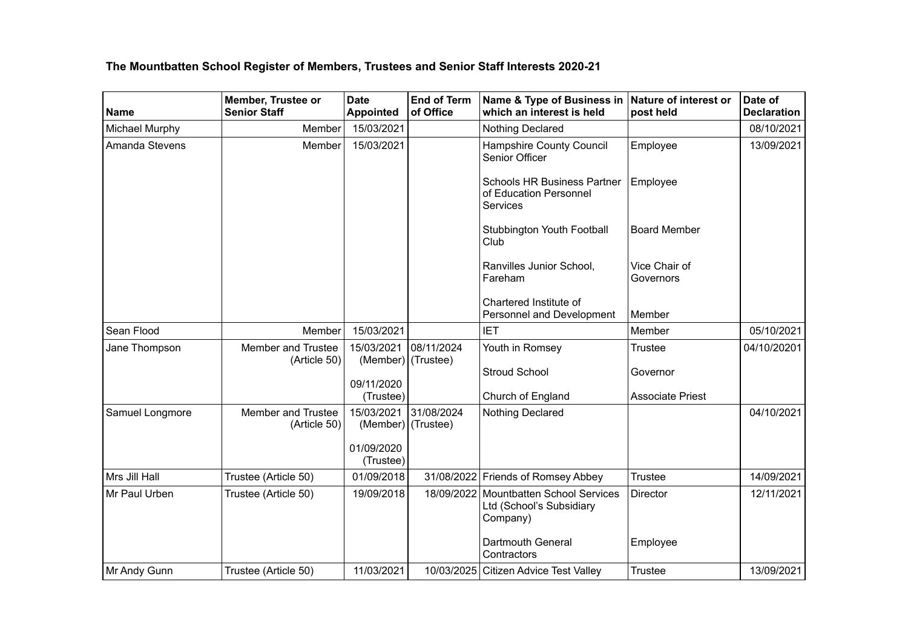**The Mountbatten School Register of Members, Trustees and Senior Staff Interests 2020-21**

| Name | Member, Trustee or Senior Staff | Date Appointed | End of Term of Office | Name & Type of Business in which an interest is held | Nature of interest or post held | Date of Declaration |
|---|---|---|---|---|---|---|
| Michael Murphy | Member | 15/03/2021 | | Nothing Declared | | 08/10/2021 |
| Amanda Stevens | Member | 15/03/2021 | | Hampshire County Council Senior Officer<br><br>Schools HR Business Partner of Education Personnel Services<br><br>Stubbington Youth Football Club<br><br>Ranvilles Junior School, Fareham<br><br>Chartered Institute of Personnel and Development | Employee<br><br>Employee<br><br>Board Member<br><br>Vice Chair of Governors<br><br>Member | 13/09/2021 |
| Sean Flood | Member | 15/03/2021 | | IET | Member | 05/10/2021 |
| Jane Thompson | Member and Trustee (Article 50) | 15/03/2021 (Member)<br><br>09/11/2020 (Trustee) | 08/11/2024 (Trustee) | Youth in Romsey<br><br>Stroud School<br><br>Church of England | Trustee<br><br>Governor<br><br>Associate Priest | 04/10/20201 |
| Samuel Longmore | Member and Trustee (Article 50) | 15/03/2021 (Member)<br><br>01/09/2020 (Trustee) | 31/08/2024 (Trustee) | Nothing Declared | | 04/10/2021 |
| Mrs Jill Hall | Trustee (Article 50) | 01/09/2018 | 31/08/2022 | Friends of Romsey Abbey | Trustee | 14/09/2021 |
| Mr Paul Urben | Trustee (Article 50) | 19/09/2018 | 18/09/2022 | Mountbatten School Services Ltd (School's Subsidiary Company)<br><br>Dartmouth General Contractors | Director<br><br>Employee | 12/11/2021 |
| Mr Andy Gunn | Trustee (Article 50) | 11/03/2021 | 10/03/2025 | Citizen Advice Test Valley | Trustee | 13/09/2021 |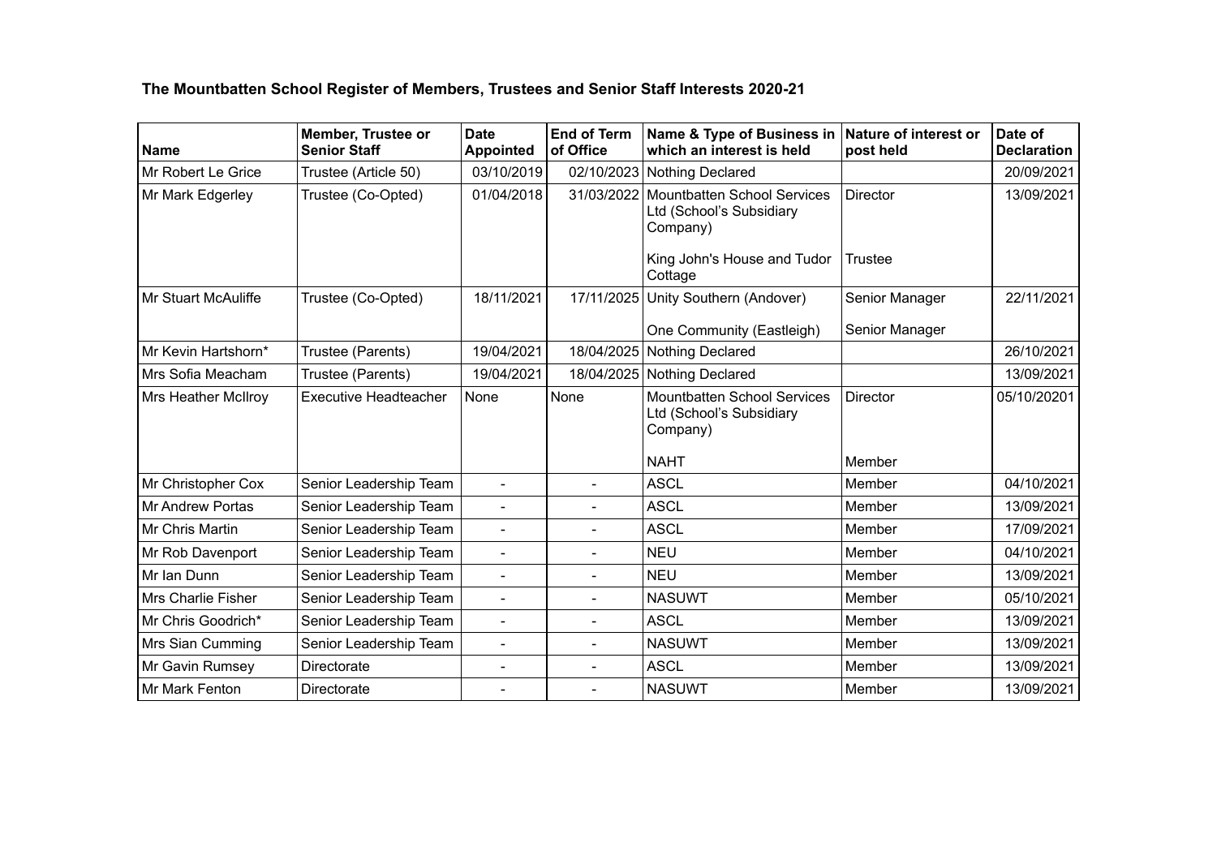**The Mountbatten School Register of Members, Trustees and Senior Staff Interests 2020-21**

| Name | Member, Trustee or Senior Staff | Date Appointed | End of Term of Office | Name & Type of Business in which an interest is held | Nature of interest or post held | Date of Declaration |
|---|---|---|---|---|---|---|
| Mr Robert Le Grice | Trustee (Article 50) | 03/10/2019 | 02/10/2023 | Nothing Declared | | 20/09/2021 |
| Mr Mark Edgerley | Trustee (Co-Opted) | 01/04/2018 | 31/03/2022 | Mountbatten School Services Ltd (School's Subsidiary Company)<br><br>King John's House and Tudor Cottage | Director<br><br>Trustee | 13/09/2021 |
| Mr Stuart McAuliffe | Trustee (Co-Opted) | 18/11/2021 | 17/11/2025 | Unity Southern (Andover)<br><br>One Community (Eastleigh) | Senior Manager<br><br>Senior Manager | 22/11/2021 |
| Mr Kevin Hartshorn* | Trustee (Parents) | 19/04/2021 | 18/04/2025 | Nothing Declared | | 26/10/2021 |
| Mrs Sofia Meacham | Trustee (Parents) | 19/04/2021 | 18/04/2025 | Nothing Declared | | 13/09/2021 |
| Mrs Heather McIlroy | Executive Headteacher | None | None | Mountbatten School Services Ltd (School's Subsidiary Company)<br><br>NAHT | Director<br><br>Member | 05/10/20201 |
| Mr Christopher Cox | Senior Leadership Team | - | - | ASCL | Member | 04/10/2021 |
| Mr Andrew Portas | Senior Leadership Team | - | - | ASCL | Member | 13/09/2021 |
| Mr Chris Martin | Senior Leadership Team | - | - | ASCL | Member | 17/09/2021 |
| Mr Rob Davenport | Senior Leadership Team | - | - | NEU | Member | 04/10/2021 |
| Mr Ian Dunn | Senior Leadership Team | - | - | NEU | Member | 13/09/2021 |
| Mrs Charlie Fisher | Senior Leadership Team | - | - | NASUWT | Member | 05/10/2021 |
| Mr Chris Goodrich* | Senior Leadership Team | - | - | ASCL | Member | 13/09/2021 |
| Mrs Sian Cumming | Senior Leadership Team | - | - | NASUWT | Member | 13/09/2021 |
| Mr Gavin Rumsey | Directorate | - | - | ASCL | Member | 13/09/2021 |
| Mr Mark Fenton | Directorate | - | - | NASUWT | Member | 13/09/2021 |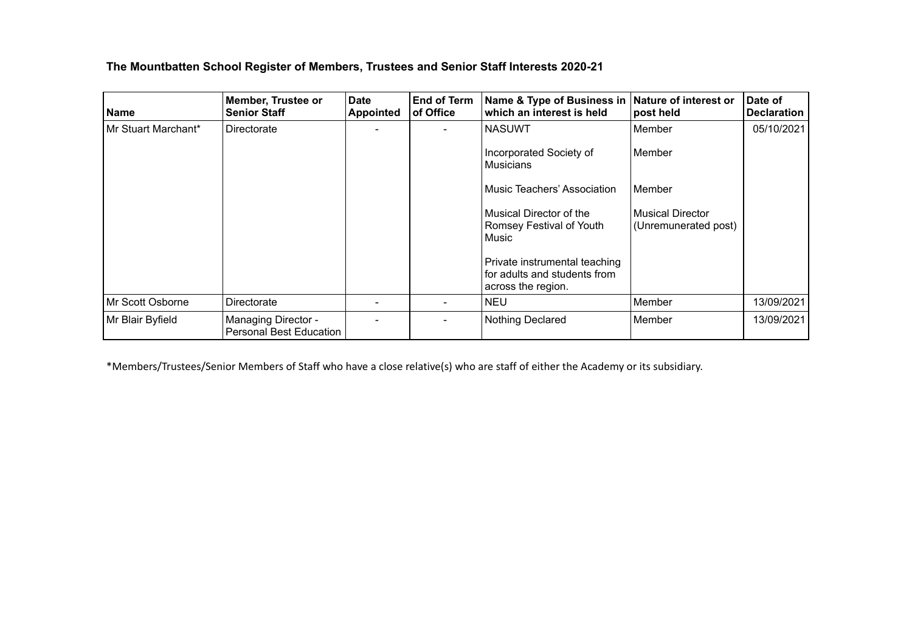**The Mountbatten School Register of Members, Trustees and Senior Staff Interests 2020-21**

| Name | Member, Trustee or Senior Staff | Date Appointed | End of Term of Office | Name & Type of Business in which an interest is held | Nature of interest or post held | Date of Declaration |
|---|---|---|---|---|---|---|
| Mr Stuart Marchant* | Directorate | - | - | NASUWT<br><br>Incorporated Society of Musicians<br><br>Music Teachers' Association<br><br>Musical Director of the Romsey Festival of Youth Music<br><br>Private instrumental teaching for adults and students from across the region. | Member<br><br>Member<br><br>Member<br><br>Musical Director (Unremunerated post) | 05/10/2021 |
| Mr Scott Osborne | Directorate | - | - | NEU | Member | 13/09/2021 |
| Mr Blair Byfield | Managing Director - Personal Best Education | - | - | Nothing Declared | Member | 13/09/2021 |

*Members/Trustees/Senior Members of Staff who have a close relative(s) who are staff of either the Academy or its subsidiary.